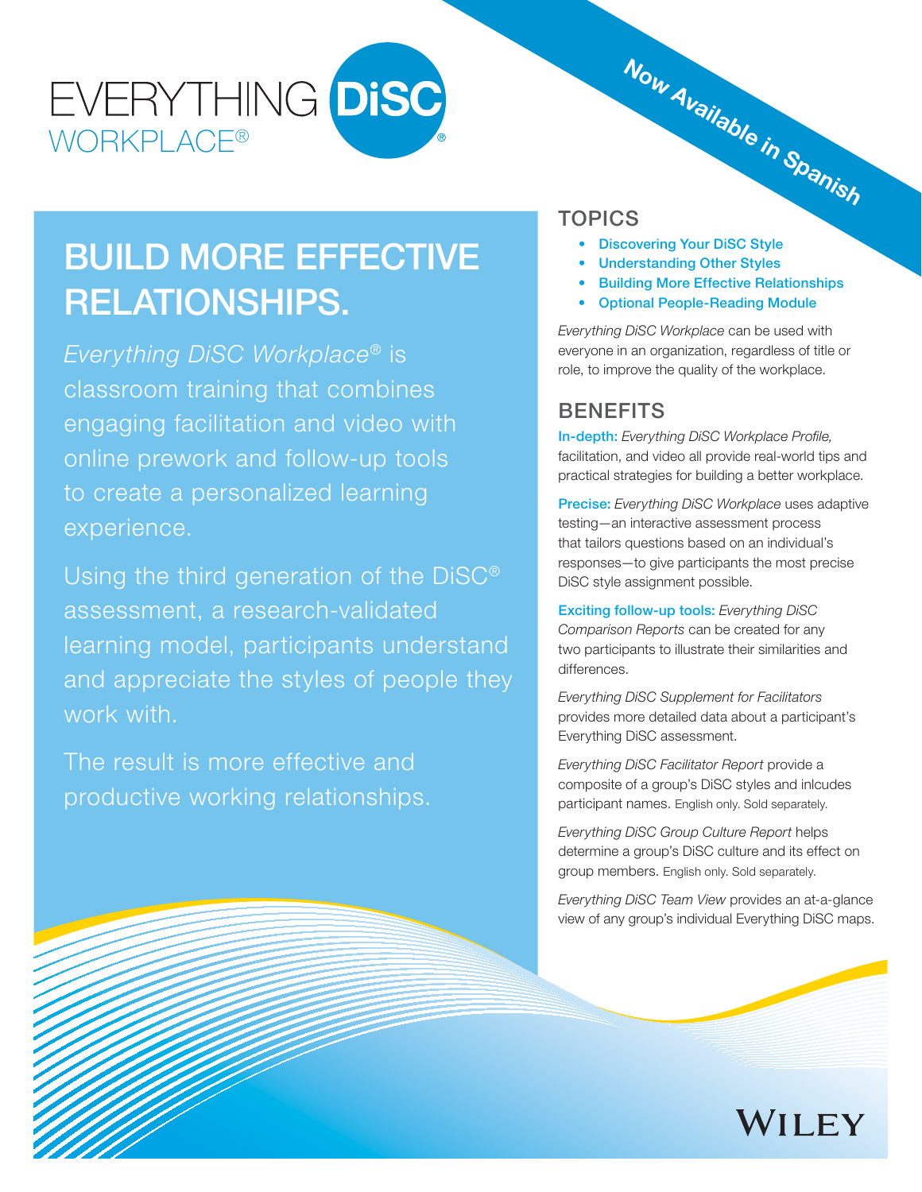# EVERYTHING DiSC® WORKPLACE®

Now Available in Spanish

## BUILD MORE EFFECTIVE RELATIONSHIPS.

*Everything DiSC Workplace®* is classroom training that combines engaging facilitation and video with online prework and follow-up tools to create a personalized learning experience.

Using the third generation of the DiSC® assessment, a research-validated learning model, participants understand and appreciate the styles of people they work with.

The result is more effective and productive working relationships.

## TOPICS

- Discovering Your DiSC Style
- Understanding Other Styles
- Building More Effective Relationships
- Optional People-Reading Module

*Everything DiSC Workplace* can be used with everyone in an organization, regardless of title or role, to improve the quality of the workplace.

## BENEFITS

**In-depth:** *Everything DiSC Workplace Profile,* facilitation, and video all provide real-world tips and practical strategies for building a better workplace.

**Precise:** *Everything DiSC Workplace* uses adaptive testing—an interactive assessment process that tailors questions based on an individual's responses—to give participants the most precise DiSC style assignment possible.

**Exciting follow-up tools:** *Everything DiSC Comparison Reports* can be created for any two participants to illustrate their similarities and differences.

*Everything DiSC Supplement for Facilitators* provides more detailed data about a participant's Everything DiSC assessment.

*Everything DiSC Facilitator Report* provide a composite of a group's DiSC styles and inlcudes participant names. English only. Sold separately.

*Everything DiSC Group Culture Report* helps determine a group's DiSC culture and its effect on group members. English only. Sold separately.

*Everything DiSC Team View* provides an at-a-glance view of any group's individual Everything DiSC maps.

WILEY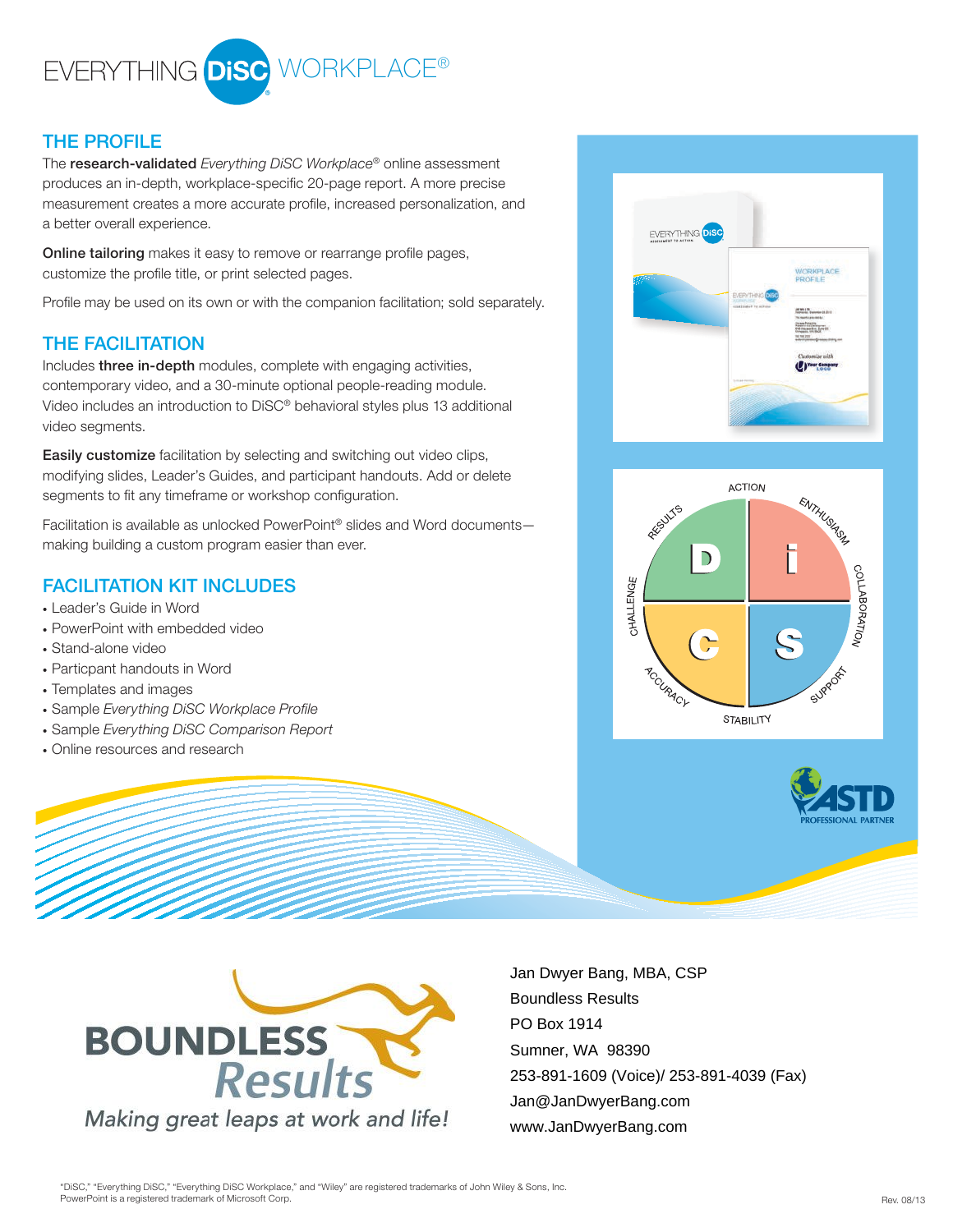EVERYTHING DiSC WORKPLACE®

## THE PROFILE

The **research-validated** *Everything DiSC Workplace®* online assessment produces an in-depth, workplace-specific 20-page report. A more precise measurement creates a more accurate profile, increased personalization, and a better overall experience.

**Online tailoring** makes it easy to remove or rearrange profile pages, customize the profile title, or print selected pages.

Profile may be used on its own or with the companion facilitation; sold separately.

## THE FACILITATION

Includes **three in-depth** modules, complete with engaging activities, contemporary video, and a 30-minute optional people-reading module. Video includes an introduction to DiSC® behavioral styles plus 13 additional video segments.

**Easily customize** facilitation by selecting and switching out video clips, modifying slides, Leader's Guides, and participant handouts. Add or delete segments to fit any timeframe or workshop configuration.

Facilitation is available as unlocked PowerPoint® slides and Word documents—making building a custom program easier than ever.

## FACILITATION KIT INCLUDES

- Leader's Guide in Word
- PowerPoint with embedded video
- Stand-alone video
- Particpant handouts in Word
- Templates and images
- Sample *Everything DiSC Workplace Profile*
- Sample *Everything DiSC Comparison Report*
- Online resources and research

ACTION
ENTHUSIASM
COLLABORATION
SUPPORT
STABILITY
ACCURACY
CHALLENGE
RESULTS
D
i
S
C

ASTD PROFESSIONAL PARTNER

BOUNDLESS Results
Making great leaps at work and life!

Jan Dwyer Bang, MBA, CSP
Boundless Results
PO Box 1914
Sumner, WA 98390
253-891-1609 (Voice)/ 253-891-4039 (Fax)
Jan@JanDwyerBang.com
www.JanDwyerBang.com

"DiSC," "Everything DiSC," "Everything DiSC Workplace," and "Wiley" are registered trademarks of John Wiley & Sons, Inc.
PowerPoint is a registered trademark of Microsoft Corp.

Rev. 08/13